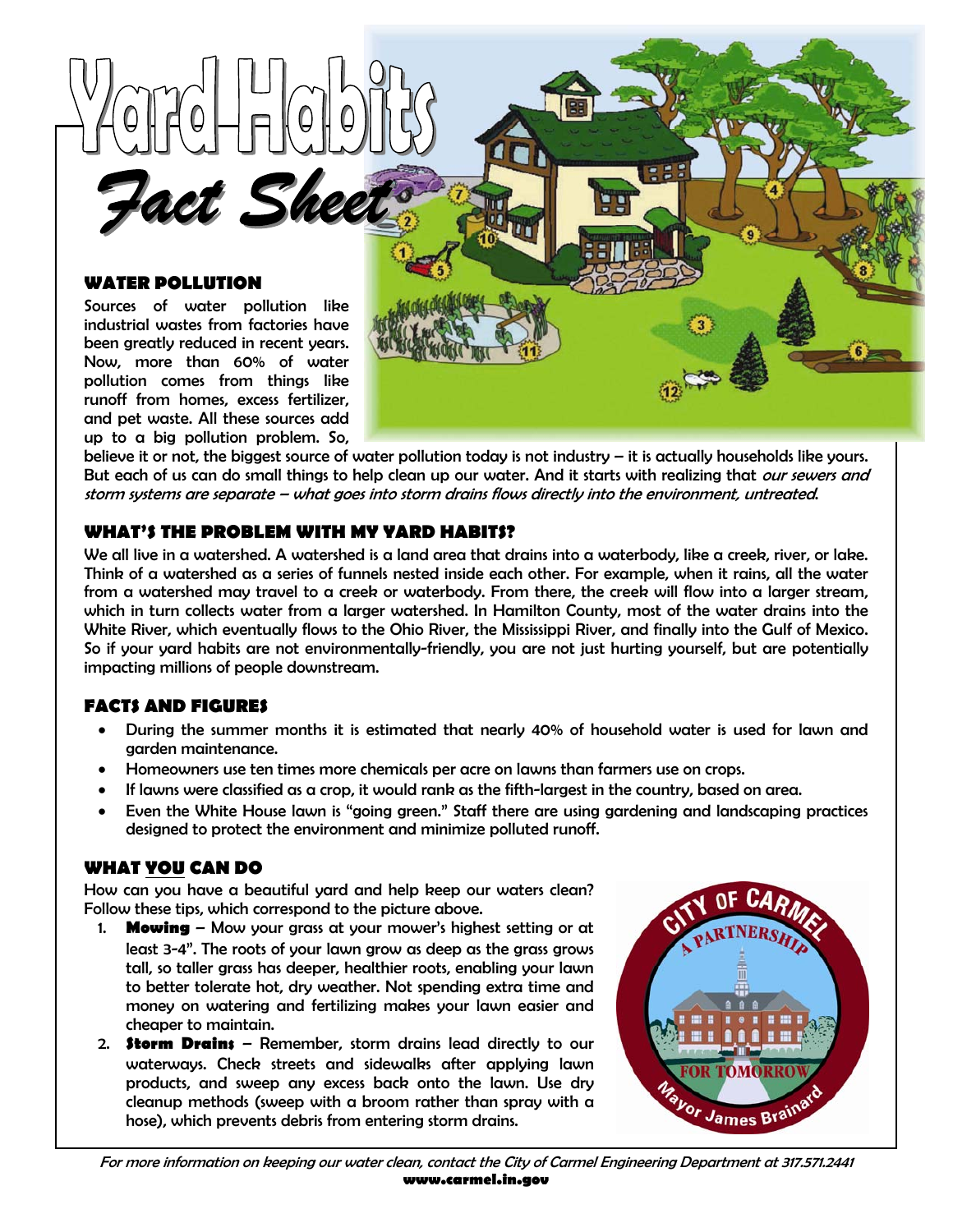# Yard Habits Fact Sheet

## WATER POLLUTION

Sources of water pollution like industrial wastes from factories have been greatly reduced in recent years. Now, more than 60% of water pollution comes from things like runoff from homes, excess fertilizer, and pet waste. All these sources add up to a big pollution problem. So, believe it or not, the biggest source of water pollution today is not industry – it is actually households like yours. But each of us can do small things to help clean up our water. And it starts with realizing that *our sewers and storm systems are separate – what goes into storm drains flows directly into the environment, untreated.*

## WHAT'S THE PROBLEM WITH MY YARD HABITS?

We all live in a watershed. A watershed is a land area that drains into a waterbody, like a creek, river, or lake. Think of a watershed as a series of funnels nested inside each other. For example, when it rains, all the water from a watershed may travel to a creek or waterbody. From there, the creek will flow into a larger stream, which in turn collects water from a larger watershed. In Hamilton County, most of the water drains into the White River, which eventually flows to the Ohio River, the Mississippi River, and finally into the Gulf of Mexico. So if your yard habits are not environmentally-friendly, you are not just hurting yourself, but are potentially impacting millions of people downstream.

## FACTS AND FIGURES

- During the summer months it is estimated that nearly 40% of household water is used for lawn and garden maintenance.
- Homeowners use ten times more chemicals per acre on lawns than farmers use on crops.
- If lawns were classified as a crop, it would rank as the fifth-largest in the country, based on area.
- Even the White House lawn is "going green." Staff there are using gardening and landscaping practices designed to protect the environment and minimize polluted runoff.

## WHAT YOU CAN DO

How can you have a beautiful yard and help keep our waters clean? Follow these tips, which correspond to the picture above.

1. **Mowing** – Mow your grass at your mower's highest setting or at least 3-4". The roots of your lawn grow as deep as the grass grows tall, so taller grass has deeper, healthier roots, enabling your lawn to better tolerate hot, dry weather. Not spending extra time and money on watering and fertilizing makes your lawn easier and cheaper to maintain.
2. **Storm Drains** – Remember, storm drains lead directly to our waterways. Check streets and sidewalks after applying lawn products, and sweep any excess back onto the lawn. Use dry cleanup methods (sweep with a broom rather than spray with a hose), which prevents debris from entering storm drains.

CITY OF CARMEL
A PARTNERSHIP
FOR TOMORROW
Mayor James Brainard

*For more information on keeping our water clean, contact the City of Carmel Engineering Department at 317.571.2441*
**www.carmel.in.gov**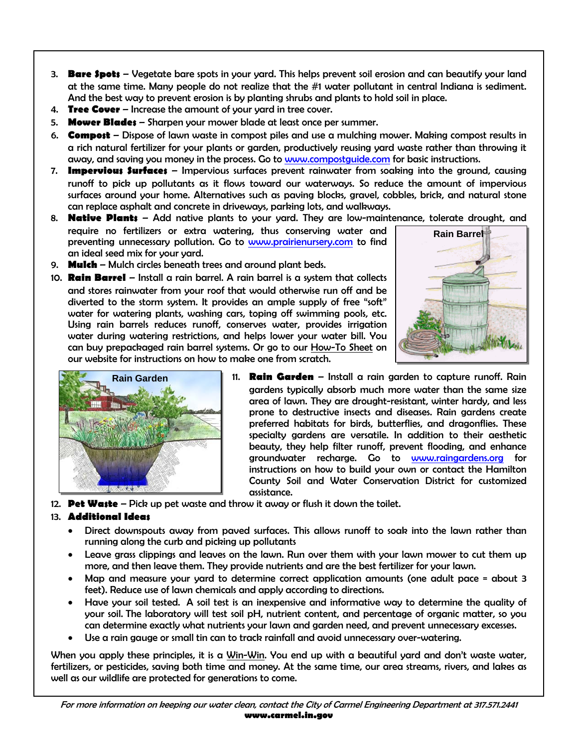3. **Bare Spots** – Vegetate bare spots in your yard. This helps prevent soil erosion and can beautify your land at the same time. Many people do not realize that the #1 water pollutant in central Indiana is sediment. And the best way to prevent erosion is by planting shrubs and plants to hold soil in place.
4. **Tree Cover** – Increase the amount of your yard in tree cover.
5. **Mower Blades** – Sharpen your mower blade at least once per summer.
6. **Compost** – Dispose of lawn waste in compost piles and use a mulching mower. Making compost results in a rich natural fertilizer for your plants or garden, productively reusing yard waste rather than throwing it away, and saving you money in the process. Go to www.compostguide.com for basic instructions.
7. **Impervious Surfaces** – Impervious surfaces prevent rainwater from soaking into the ground, causing runoff to pick up pollutants as it flows toward our waterways. So reduce the amount of impervious surfaces around your home. Alternatives such as paving blocks, gravel, cobbles, brick, and natural stone can replace asphalt and concrete in driveways, parking lots, and walkways.
8. **Native Plants** – Add native plants to your yard. They are low-maintenance, tolerate drought, and require no fertilizers or extra watering, thus conserving water and preventing unnecessary pollution. Go to www.prairienursery.com to find an ideal seed mix for your yard.
9. **Mulch** – Mulch circles beneath trees and around plant beds.
10. **Rain Barrel** – Install a rain barrel. A rain barrel is a system that collects and stores rainwater from your roof that would otherwise run off and be diverted to the storm system. It provides an ample supply of free "soft" water for watering plants, washing cars, toping off swimming pools, etc. Using rain barrels reduces runoff, conserves water, provides irrigation water during watering restrictions, and helps lower your water bill. You can buy prepackaged rain barrel systems. Or go to our How-To Sheet on our website for instructions on how to make one from scratch.

Rain Barrel

Rain Garden

11. **Rain Garden** – Install a rain garden to capture runoff. Rain gardens typically absorb much more water than the same size area of lawn. They are drought-resistant, winter hardy, and less prone to destructive insects and diseases. Rain gardens create preferred habitats for birds, butterflies, and dragonflies. These specialty gardens are versatile. In addition to their aesthetic beauty, they help filter runoff, prevent flooding, and enhance groundwater recharge. Go to www.raingardens.org for instructions on how to build your own or contact the Hamilton County Soil and Water Conservation District for customized assistance.
12. **Pet Waste** – Pick up pet waste and throw it away or flush it down the toilet.
13. **Additional Ideas**
    - Direct downspouts away from paved surfaces. This allows runoff to soak into the lawn rather than running along the curb and picking up pollutants
    - Leave grass clippings and leaves on the lawn. Run over them with your lawn mower to cut them up more, and then leave them. They provide nutrients and are the best fertilizer for your lawn.
    - Map and measure your yard to determine correct application amounts (one adult pace = about 3 feet). Reduce use of lawn chemicals and apply according to directions.
    - Have your soil tested. A soil test is an inexpensive and informative way to determine the quality of your soil. The laboratory will test soil pH, nutrient content, and percentage of organic matter, so you can determine exactly what nutrients your lawn and garden need, and prevent unnecessary excesses.
    - Use a rain gauge or small tin can to track rainfall and avoid unnecessary over-watering.

When you apply these principles, it is a Win-Win. You end up with a beautiful yard and don't waste water, fertilizers, or pesticides, saving both time and money. At the same time, our area streams, rivers, and lakes as well as our wildlife are protected for generations to come.

*For more information on keeping our water clean, contact the City of Carmel Engineering Department at 317.571.2441*
**www.carmel.in.gov**